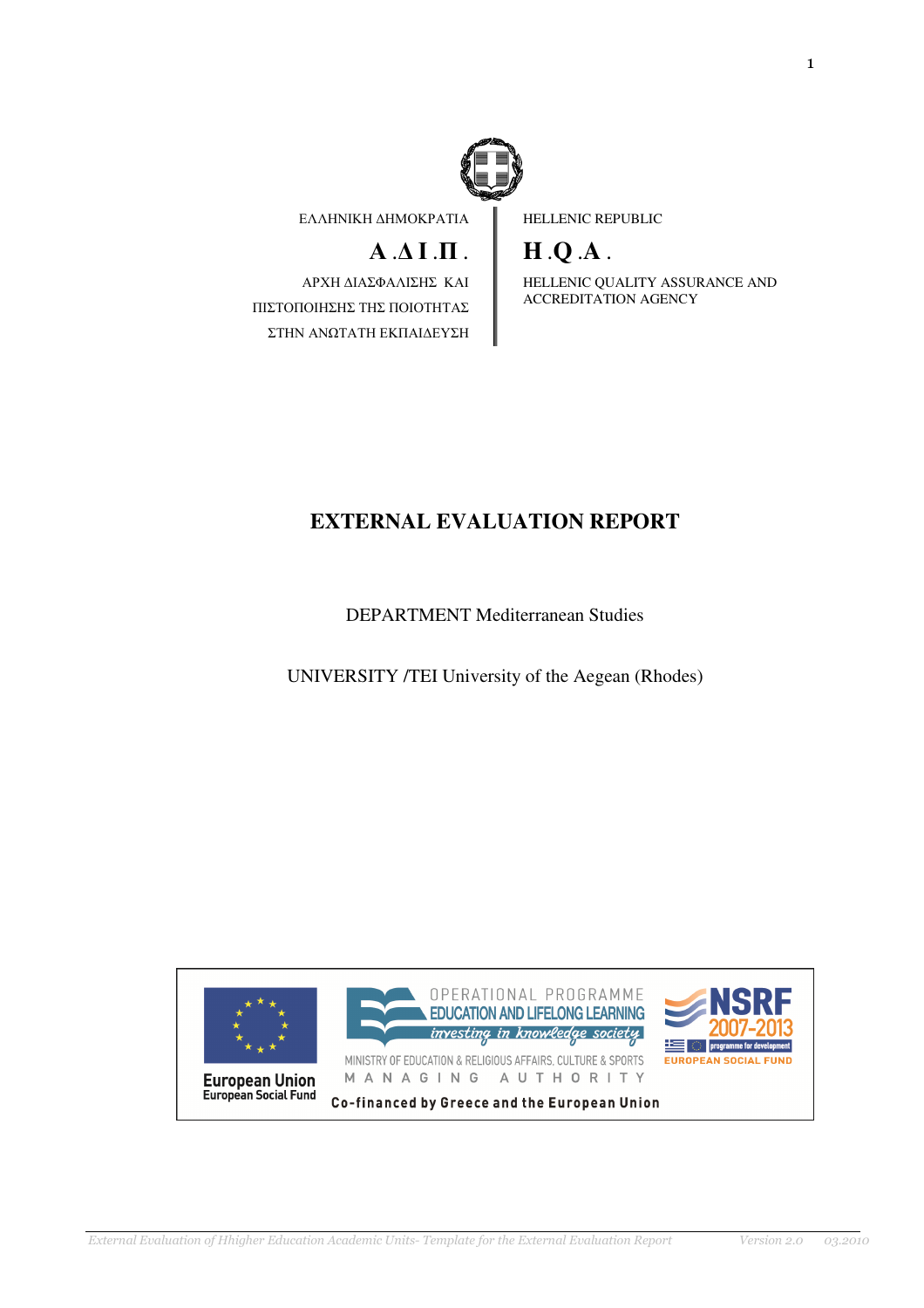ΕΛΛΗΝΙΚΗ ΔΗΜΟΚΡΑΤΙΑ

**Α.Δ.Ι.Π.**

ΑΡΧΗ ΔΙΑΣΦΑΛΙΣΗΣ ΚΑΙ ΠΙΣΤΟΠΟΙΗΣΗΣ ΤΗΣ ΠΟΙΟΤΗΤΑΣ ΣΤΗΝ ΑΝΩΤΑΤΗ ΕΚΠΑΙΔΕΥΣΗ

HELLENIC REPUBLIC

**H.Q.A.**

HELLENIC QUALITY ASSURANCE AND ACCREDITATION AGENCY

# EXTERNAL EVALUATION REPORT

DEPARTMENT Mediterranean Studies

UNIVERSITY /TEI University of the Aegean (Rhodes)

European Union
European Social Fund

OPERATIONAL PROGRAMME
EDUCATION AND LIFELONG LEARNING
*investing in knowledge society*
MINISTRY OF EDUCATION & RELIGIOUS AFFAIRS, CULTURE & SPORTS
MANAGING AUTHORITY

NSRF 2007-2013
programme for development
EUROPEAN SOCIAL FUND

Co-financed by Greece and the European Union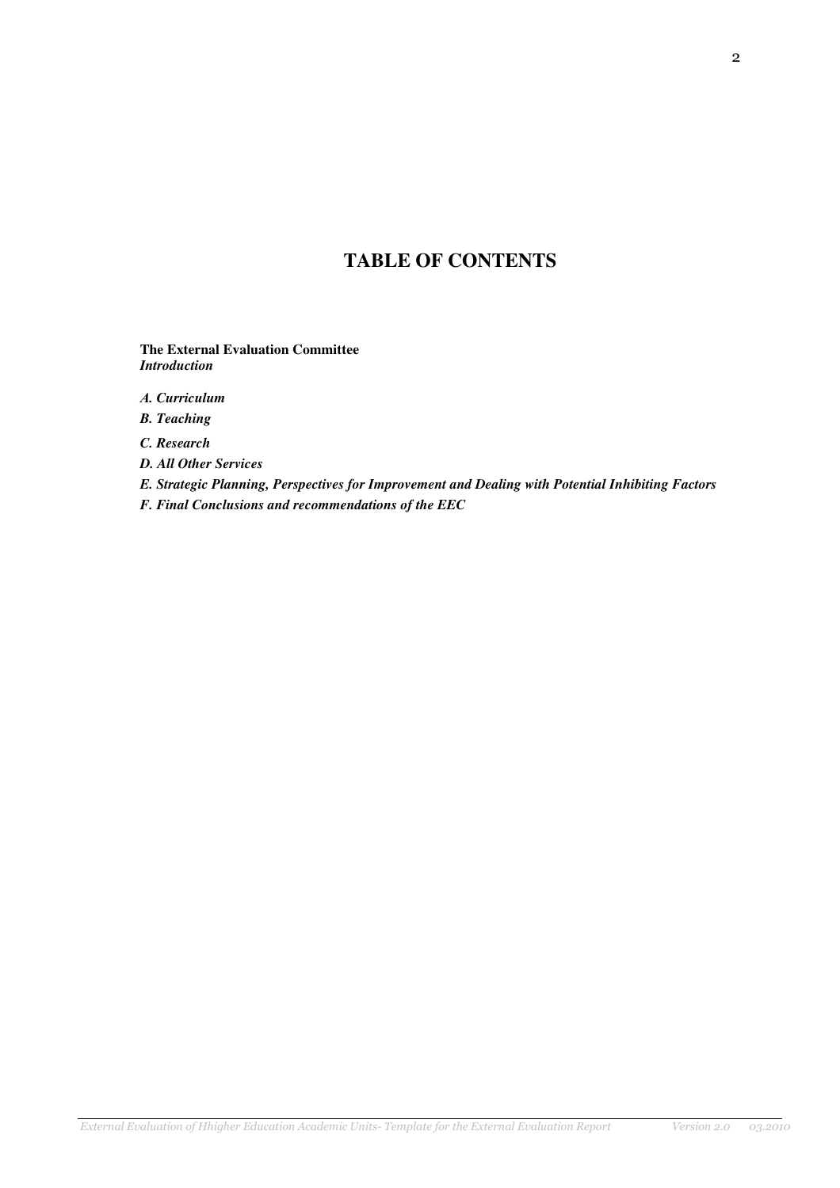# TABLE OF CONTENTS

**The External Evaluation Committee**
***Introduction***

***A. Curriculum***

***B. Teaching***

***C. Research***

***D. All Other Services***

***E. Strategic Planning, Perspectives for Improvement and Dealing with Potential Inhibiting Factors***

***F. Final Conclusions and recommendations of the EEC***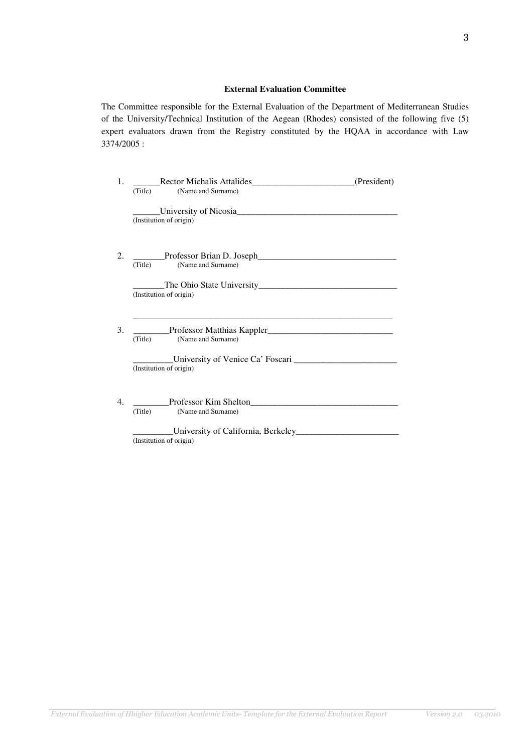**External Evaluation Committee**

The Committee responsible for the External Evaluation of the Department of Mediterranean Studies of the University/Technical Institution of the Aegean (Rhodes) consisted of the following five (5) expert evaluators drawn from the Registry constituted by the HQAA in accordance with Law 3374/2005 :

1. ______Rector Michalis Attalides______________________(President)
   (Title) (Name and Surname)

   ______University of Nicosia___________________________________
   (Institution of origin)

2. _______Professor Brian D. Joseph_______________________________
   (Title) (Name and Surname)

   _______The Ohio State University_______________________________
   (Institution of origin)

   ____________________________________________________________

3. ________Professor Matthias Kappler____________________________
   (Title) (Name and Surname)

   _________University of Venice Ca' Foscari _______________________
   (Institution of origin)

4. ________Professor Kim Shelton_________________________________
   (Title) (Name and Surname)

   _________University of California, Berkeley_______________________
   (Institution of origin)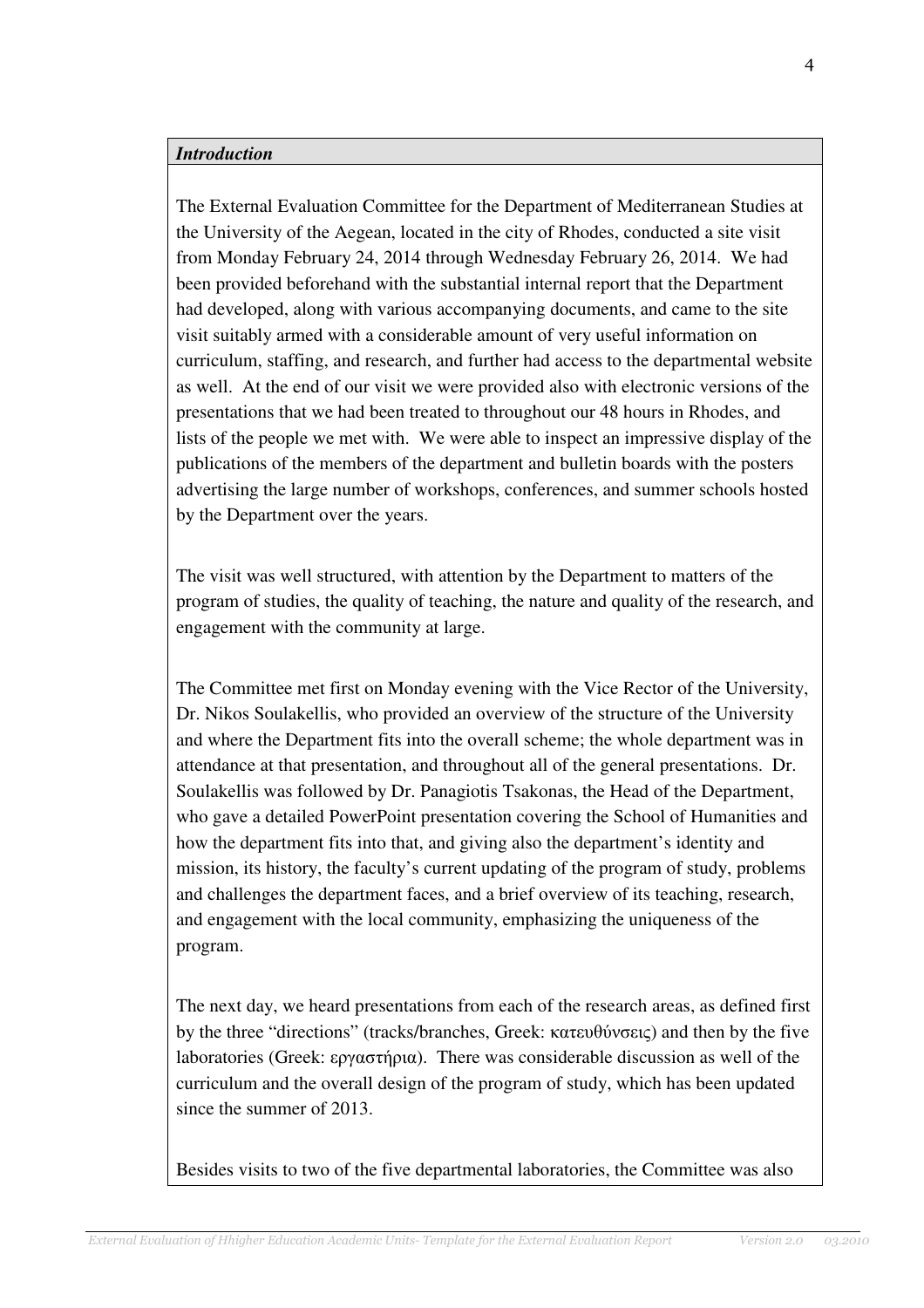***Introduction***

The External Evaluation Committee for the Department of Mediterranean Studies at the University of the Aegean, located in the city of Rhodes, conducted a site visit from Monday February 24, 2014 through Wednesday February 26, 2014. We had been provided beforehand with the substantial internal report that the Department had developed, along with various accompanying documents, and came to the site visit suitably armed with a considerable amount of very useful information on curriculum, staffing, and research, and further had access to the departmental website as well. At the end of our visit we were provided also with electronic versions of the presentations that we had been treated to throughout our 48 hours in Rhodes, and lists of the people we met with. We were able to inspect an impressive display of the publications of the members of the department and bulletin boards with the posters advertising the large number of workshops, conferences, and summer schools hosted by the Department over the years.

The visit was well structured, with attention by the Department to matters of the program of studies, the quality of teaching, the nature and quality of the research, and engagement with the community at large.

The Committee met first on Monday evening with the Vice Rector of the University, Dr. Nikos Soulakellis, who provided an overview of the structure of the University and where the Department fits into the overall scheme; the whole department was in attendance at that presentation, and throughout all of the general presentations. Dr. Soulakellis was followed by Dr. Panagiotis Tsakonas, the Head of the Department, who gave a detailed PowerPoint presentation covering the School of Humanities and how the department fits into that, and giving also the department's identity and mission, its history, the faculty's current updating of the program of study, problems and challenges the department faces, and a brief overview of its teaching, research, and engagement with the local community, emphasizing the uniqueness of the program.

The next day, we heard presentations from each of the research areas, as defined first by the three "directions" (tracks/branches, Greek: κατευθύνσεις) and then by the five laboratories (Greek: εργαστήρια). There was considerable discussion as well of the curriculum and the overall design of the program of study, which has been updated since the summer of 2013.

Besides visits to two of the five departmental laboratories, the Committee was also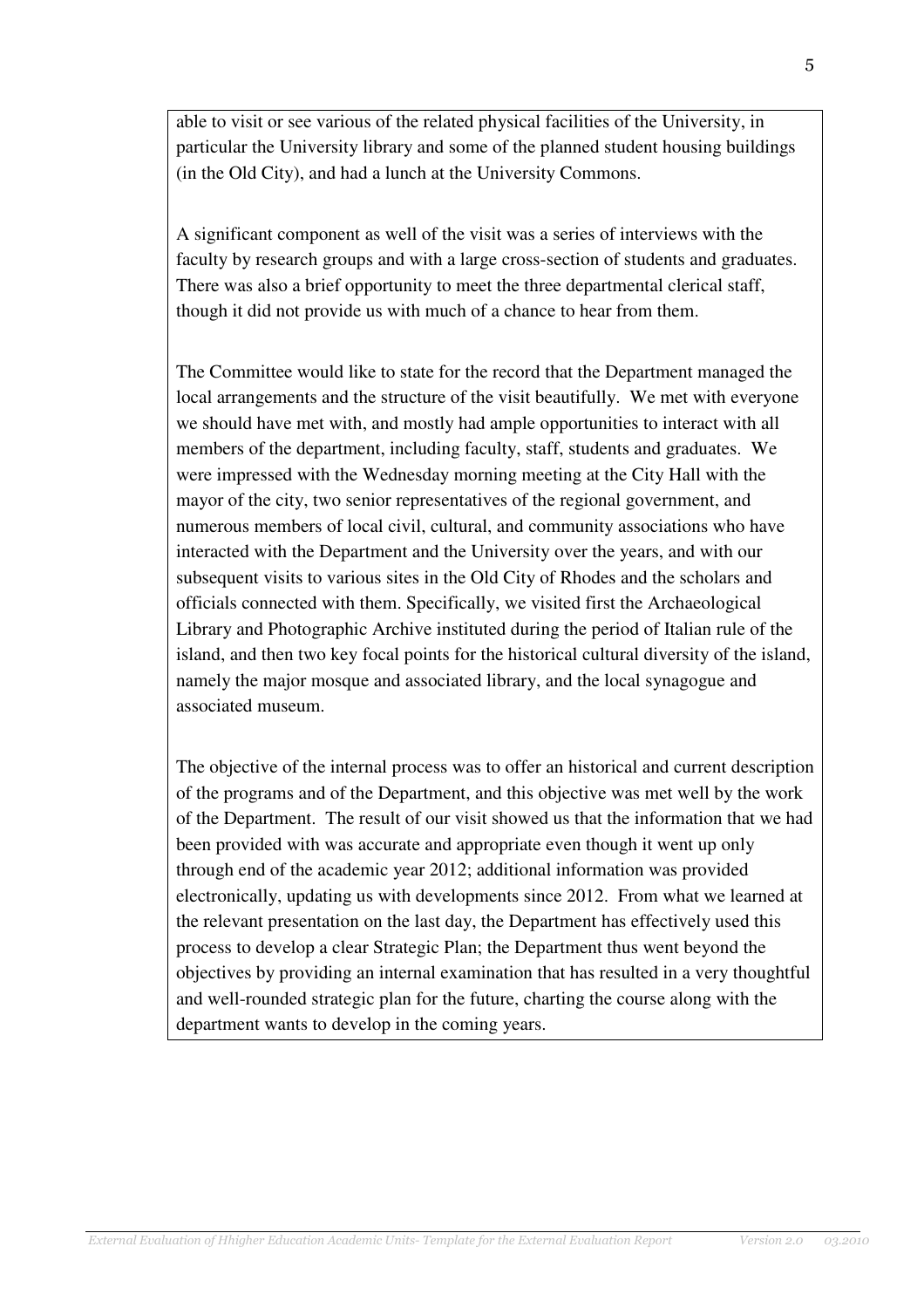able to visit or see various of the related physical facilities of the University, in particular the University library and some of the planned student housing buildings (in the Old City), and had a lunch at the University Commons.

A significant component as well of the visit was a series of interviews with the faculty by research groups and with a large cross-section of students and graduates. There was also a brief opportunity to meet the three departmental clerical staff, though it did not provide us with much of a chance to hear from them.

The Committee would like to state for the record that the Department managed the local arrangements and the structure of the visit beautifully. We met with everyone we should have met with, and mostly had ample opportunities to interact with all members of the department, including faculty, staff, students and graduates. We were impressed with the Wednesday morning meeting at the City Hall with the mayor of the city, two senior representatives of the regional government, and numerous members of local civil, cultural, and community associations who have interacted with the Department and the University over the years, and with our subsequent visits to various sites in the Old City of Rhodes and the scholars and officials connected with them. Specifically, we visited first the Archaeological Library and Photographic Archive instituted during the period of Italian rule of the island, and then two key focal points for the historical cultural diversity of the island, namely the major mosque and associated library, and the local synagogue and associated museum.

The objective of the internal process was to offer an historical and current description of the programs and of the Department, and this objective was met well by the work of the Department. The result of our visit showed us that the information that we had been provided with was accurate and appropriate even though it went up only through end of the academic year 2012; additional information was provided electronically, updating us with developments since 2012. From what we learned at the relevant presentation on the last day, the Department has effectively used this process to develop a clear Strategic Plan; the Department thus went beyond the objectives by providing an internal examination that has resulted in a very thoughtful and well-rounded strategic plan for the future, charting the course along with the department wants to develop in the coming years.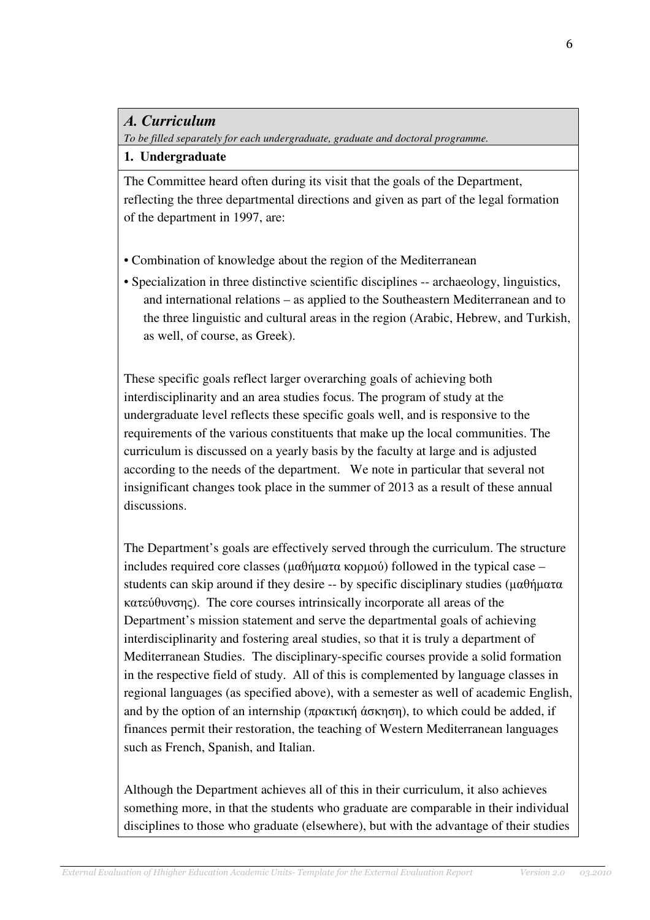## *A. Curriculum*

*To be filled separately for each undergraduate, graduate and doctoral programme.*

**1. Undergraduate**

The Committee heard often during its visit that the goals of the Department, reflecting the three departmental directions and given as part of the legal formation of the department in 1997, are:

- Combination of knowledge about the region of the Mediterranean
- Specialization in three distinctive scientific disciplines -- archaeology, linguistics, and international relations – as applied to the Southeastern Mediterranean and to the three linguistic and cultural areas in the region (Arabic, Hebrew, and Turkish, as well, of course, as Greek).

These specific goals reflect larger overarching goals of achieving both interdisciplinarity and an area studies focus. The program of study at the undergraduate level reflects these specific goals well, and is responsive to the requirements of the various constituents that make up the local communities. The curriculum is discussed on a yearly basis by the faculty at large and is adjusted according to the needs of the department. We note in particular that several not insignificant changes took place in the summer of 2013 as a result of these annual discussions.

The Department's goals are effectively served through the curriculum. The structure includes required core classes (μαθήματα κορμού) followed in the typical case – students can skip around if they desire -- by specific disciplinary studies (μαθήματα κατεύθυνσης). The core courses intrinsically incorporate all areas of the Department's mission statement and serve the departmental goals of achieving interdisciplinarity and fostering areal studies, so that it is truly a department of Mediterranean Studies. The disciplinary-specific courses provide a solid formation in the respective field of study. All of this is complemented by language classes in regional languages (as specified above), with a semester as well of academic English, and by the option of an internship (πρακτική άσκηση), to which could be added, if finances permit their restoration, the teaching of Western Mediterranean languages such as French, Spanish, and Italian.

Although the Department achieves all of this in their curriculum, it also achieves something more, in that the students who graduate are comparable in their individual disciplines to those who graduate (elsewhere), but with the advantage of their studies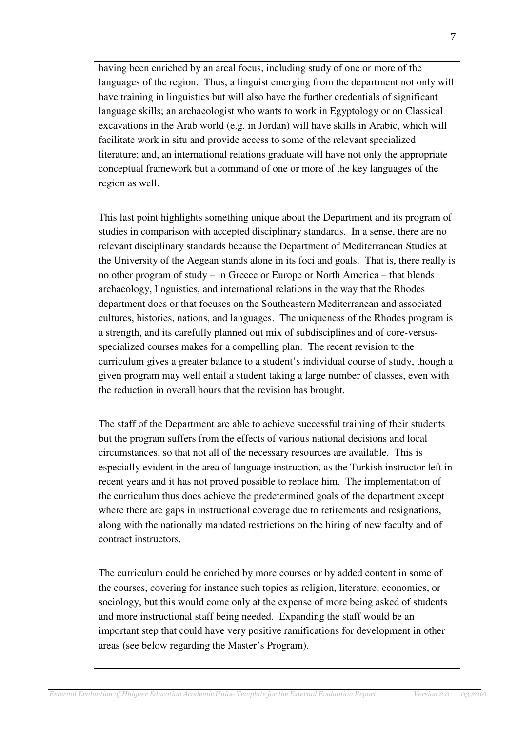having been enriched by an areal focus, including study of one or more of the languages of the region. Thus, a linguist emerging from the department not only will have training in linguistics but will also have the further credentials of significant language skills; an archaeologist who wants to work in Egyptology or on Classical excavations in the Arab world (e.g. in Jordan) will have skills in Arabic, which will facilitate work in situ and provide access to some of the relevant specialized literature; and, an international relations graduate will have not only the appropriate conceptual framework but a command of one or more of the key languages of the region as well.

This last point highlights something unique about the Department and its program of studies in comparison with accepted disciplinary standards. In a sense, there are no relevant disciplinary standards because the Department of Mediterranean Studies at the University of the Aegean stands alone in its foci and goals. That is, there really is no other program of study – in Greece or Europe or North America – that blends archaeology, linguistics, and international relations in the way that the Rhodes department does or that focuses on the Southeastern Mediterranean and associated cultures, histories, nations, and languages. The uniqueness of the Rhodes program is a strength, and its carefully planned out mix of subdisciplines and of core-versus-specialized courses makes for a compelling plan. The recent revision to the curriculum gives a greater balance to a student's individual course of study, though a given program may well entail a student taking a large number of classes, even with the reduction in overall hours that the revision has brought.

The staff of the Department are able to achieve successful training of their students but the program suffers from the effects of various national decisions and local circumstances, so that not all of the necessary resources are available. This is especially evident in the area of language instruction, as the Turkish instructor left in recent years and it has not proved possible to replace him. The implementation of the curriculum thus does achieve the predetermined goals of the department except where there are gaps in instructional coverage due to retirements and resignations, along with the nationally mandated restrictions on the hiring of new faculty and of contract instructors.

The curriculum could be enriched by more courses or by added content in some of the courses, covering for instance such topics as religion, literature, economics, or sociology, but this would come only at the expense of more being asked of students and more instructional staff being needed. Expanding the staff would be an important step that could have very positive ramifications for development in other areas (see below regarding the Master's Program).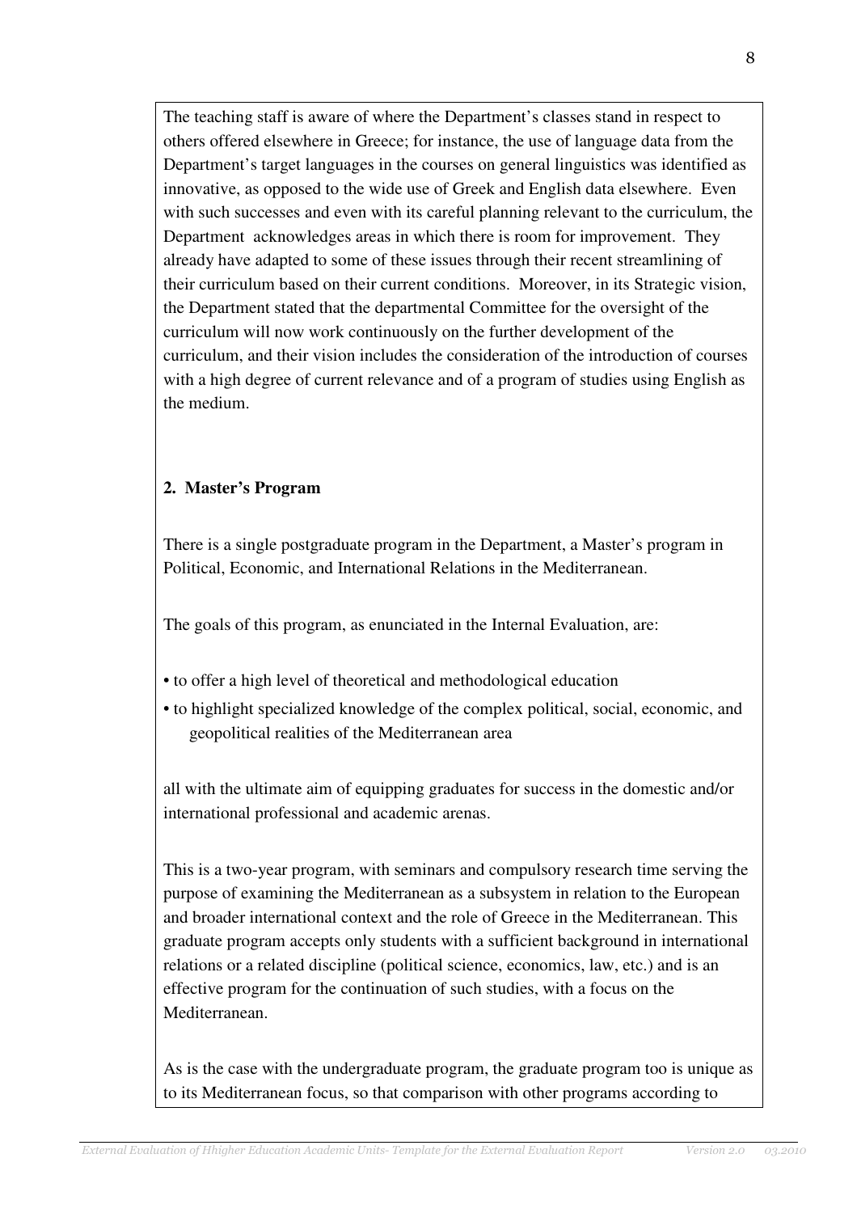The teaching staff is aware of where the Department's classes stand in respect to others offered elsewhere in Greece; for instance, the use of language data from the Department's target languages in the courses on general linguistics was identified as innovative, as opposed to the wide use of Greek and English data elsewhere. Even with such successes and even with its careful planning relevant to the curriculum, the Department acknowledges areas in which there is room for improvement. They already have adapted to some of these issues through their recent streamlining of their curriculum based on their current conditions. Moreover, in its Strategic vision, the Department stated that the departmental Committee for the oversight of the curriculum will now work continuously on the further development of the curriculum, and their vision includes the consideration of the introduction of courses with a high degree of current relevance and of a program of studies using English as the medium.

**2. Master's Program**

There is a single postgraduate program in the Department, a Master's program in Political, Economic, and International Relations in the Mediterranean.

The goals of this program, as enunciated in the Internal Evaluation, are:

- to offer a high level of theoretical and methodological education
- to highlight specialized knowledge of the complex political, social, economic, and geopolitical realities of the Mediterranean area

all with the ultimate aim of equipping graduates for success in the domestic and/or international professional and academic arenas.

This is a two-year program, with seminars and compulsory research time serving the purpose of examining the Mediterranean as a subsystem in relation to the European and broader international context and the role of Greece in the Mediterranean. This graduate program accepts only students with a sufficient background in international relations or a related discipline (political science, economics, law, etc.) and is an effective program for the continuation of such studies, with a focus on the Mediterranean.

As is the case with the undergraduate program, the graduate program too is unique as to its Mediterranean focus, so that comparison with other programs according to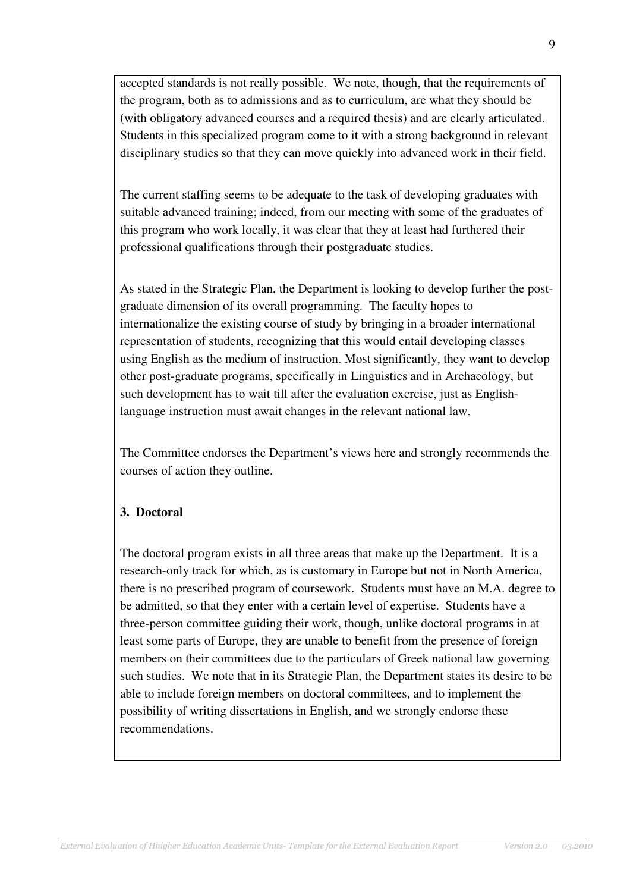accepted standards is not really possible. We note, though, that the requirements of the program, both as to admissions and as to curriculum, are what they should be (with obligatory advanced courses and a required thesis) and are clearly articulated. Students in this specialized program come to it with a strong background in relevant disciplinary studies so that they can move quickly into advanced work in their field.

The current staffing seems to be adequate to the task of developing graduates with suitable advanced training; indeed, from our meeting with some of the graduates of this program who work locally, it was clear that they at least had furthered their professional qualifications through their postgraduate studies.

As stated in the Strategic Plan, the Department is looking to develop further the post-graduate dimension of its overall programming. The faculty hopes to internationalize the existing course of study by bringing in a broader international representation of students, recognizing that this would entail developing classes using English as the medium of instruction. Most significantly, they want to develop other post-graduate programs, specifically in Linguistics and in Archaeology, but such development has to wait till after the evaluation exercise, just as English-language instruction must await changes in the relevant national law.

The Committee endorses the Department's views here and strongly recommends the courses of action they outline.

**3. Doctoral**

The doctoral program exists in all three areas that make up the Department. It is a research-only track for which, as is customary in Europe but not in North America, there is no prescribed program of coursework. Students must have an M.A. degree to be admitted, so that they enter with a certain level of expertise. Students have a three-person committee guiding their work, though, unlike doctoral programs in at least some parts of Europe, they are unable to benefit from the presence of foreign members on their committees due to the particulars of Greek national law governing such studies. We note that in its Strategic Plan, the Department states its desire to be able to include foreign members on doctoral committees, and to implement the possibility of writing dissertations in English, and we strongly endorse these recommendations.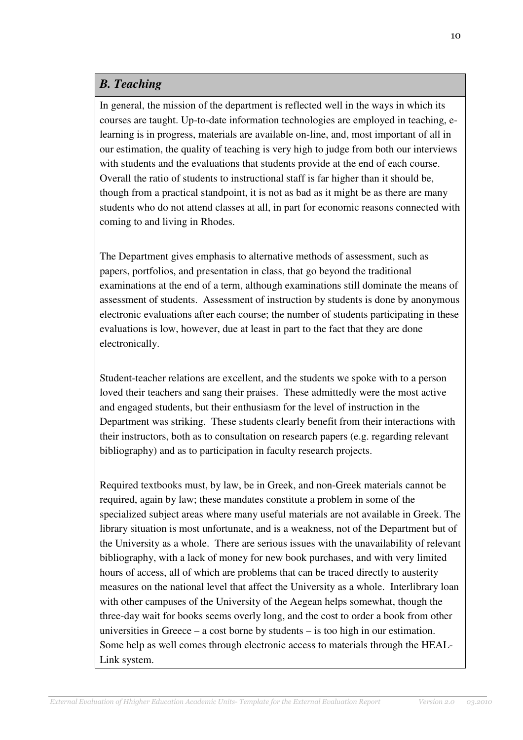## *B. Teaching*

In general, the mission of the department is reflected well in the ways in which its courses are taught. Up-to-date information technologies are employed in teaching, e-learning is in progress, materials are available on-line, and, most important of all in our estimation, the quality of teaching is very high to judge from both our interviews with students and the evaluations that students provide at the end of each course. Overall the ratio of students to instructional staff is far higher than it should be, though from a practical standpoint, it is not as bad as it might be as there are many students who do not attend classes at all, in part for economic reasons connected with coming to and living in Rhodes.

The Department gives emphasis to alternative methods of assessment, such as papers, portfolios, and presentation in class, that go beyond the traditional examinations at the end of a term, although examinations still dominate the means of assessment of students. Assessment of instruction by students is done by anonymous electronic evaluations after each course; the number of students participating in these evaluations is low, however, due at least in part to the fact that they are done electronically.

Student-teacher relations are excellent, and the students we spoke with to a person loved their teachers and sang their praises. These admittedly were the most active and engaged students, but their enthusiasm for the level of instruction in the Department was striking. These students clearly benefit from their interactions with their instructors, both as to consultation on research papers (e.g. regarding relevant bibliography) and as to participation in faculty research projects.

Required textbooks must, by law, be in Greek, and non-Greek materials cannot be required, again by law; these mandates constitute a problem in some of the specialized subject areas where many useful materials are not available in Greek. The library situation is most unfortunate, and is a weakness, not of the Department but of the University as a whole. There are serious issues with the unavailability of relevant bibliography, with a lack of money for new book purchases, and with very limited hours of access, all of which are problems that can be traced directly to austerity measures on the national level that affect the University as a whole. Interlibrary loan with other campuses of the University of the Aegean helps somewhat, though the three-day wait for books seems overly long, and the cost to order a book from other universities in Greece – a cost borne by students – is too high in our estimation. Some help as well comes through electronic access to materials through the HEAL-Link system.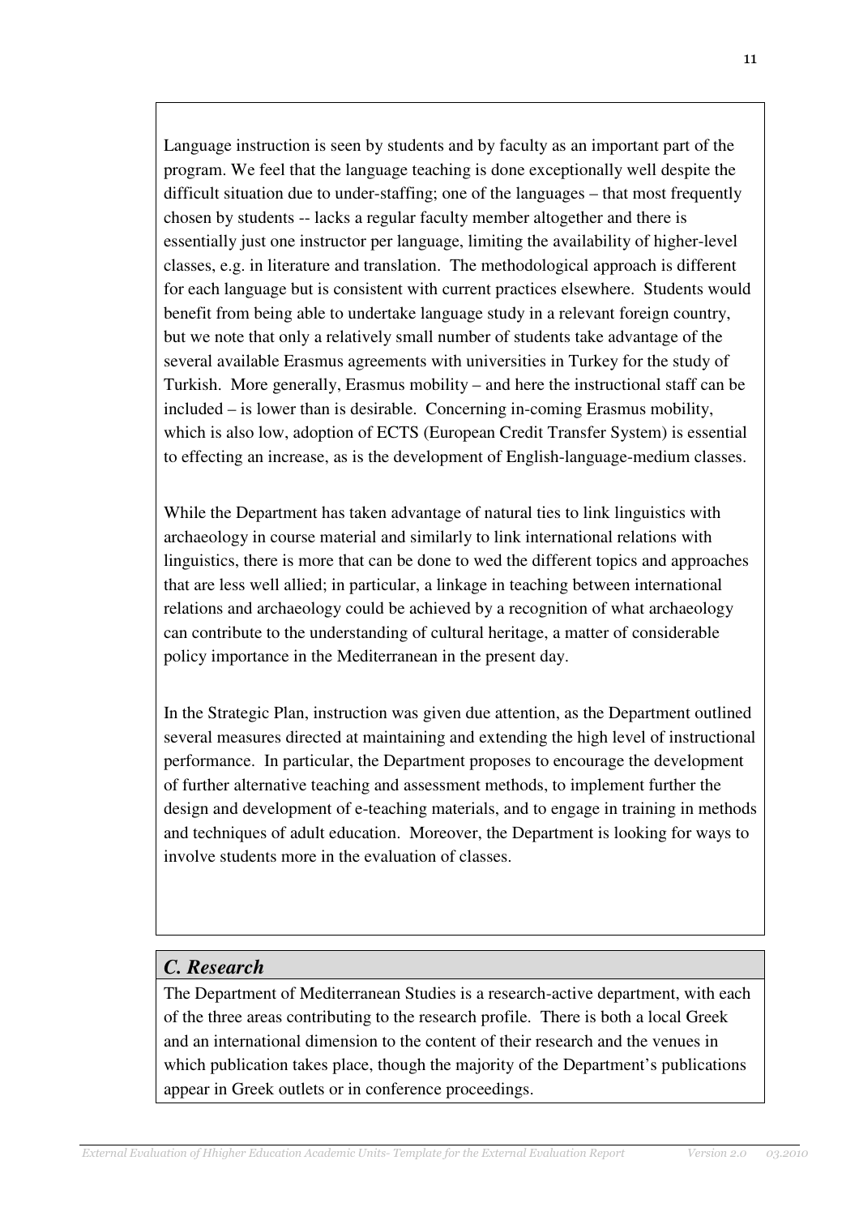Language instruction is seen by students and by faculty as an important part of the program. We feel that the language teaching is done exceptionally well despite the difficult situation due to under-staffing; one of the languages – that most frequently chosen by students -- lacks a regular faculty member altogether and there is essentially just one instructor per language, limiting the availability of higher-level classes, e.g. in literature and translation. The methodological approach is different for each language but is consistent with current practices elsewhere. Students would benefit from being able to undertake language study in a relevant foreign country, but we note that only a relatively small number of students take advantage of the several available Erasmus agreements with universities in Turkey for the study of Turkish. More generally, Erasmus mobility – and here the instructional staff can be included – is lower than is desirable. Concerning in-coming Erasmus mobility, which is also low, adoption of ECTS (European Credit Transfer System) is essential to effecting an increase, as is the development of English-language-medium classes.

While the Department has taken advantage of natural ties to link linguistics with archaeology in course material and similarly to link international relations with linguistics, there is more that can be done to wed the different topics and approaches that are less well allied; in particular, a linkage in teaching between international relations and archaeology could be achieved by a recognition of what archaeology can contribute to the understanding of cultural heritage, a matter of considerable policy importance in the Mediterranean in the present day.

In the Strategic Plan, instruction was given due attention, as the Department outlined several measures directed at maintaining and extending the high level of instructional performance. In particular, the Department proposes to encourage the development of further alternative teaching and assessment methods, to implement further the design and development of e-teaching materials, and to engage in training in methods and techniques of adult education. Moreover, the Department is looking for ways to involve students more in the evaluation of classes.

## *C. Research*

The Department of Mediterranean Studies is a research-active department, with each of the three areas contributing to the research profile. There is both a local Greek and an international dimension to the content of their research and the venues in which publication takes place, though the majority of the Department's publications appear in Greek outlets or in conference proceedings.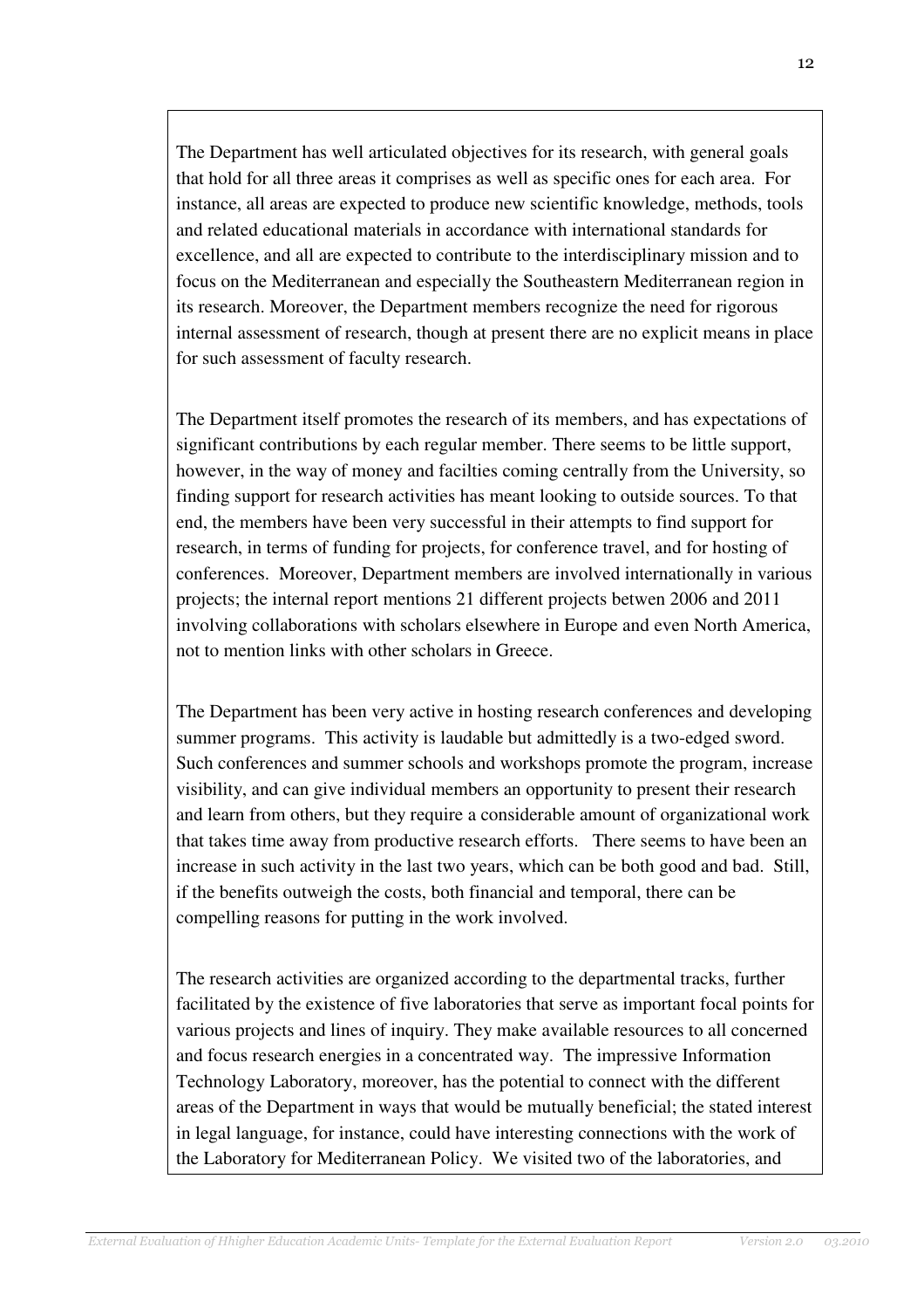The Department has well articulated objectives for its research, with general goals that hold for all three areas it comprises as well as specific ones for each area. For instance, all areas are expected to produce new scientific knowledge, methods, tools and related educational materials in accordance with international standards for excellence, and all are expected to contribute to the interdisciplinary mission and to focus on the Mediterranean and especially the Southeastern Mediterranean region in its research. Moreover, the Department members recognize the need for rigorous internal assessment of research, though at present there are no explicit means in place for such assessment of faculty research.

The Department itself promotes the research of its members, and has expectations of significant contributions by each regular member. There seems to be little support, however, in the way of money and facilties coming centrally from the University, so finding support for research activities has meant looking to outside sources. To that end, the members have been very successful in their attempts to find support for research, in terms of funding for projects, for conference travel, and for hosting of conferences. Moreover, Department members are involved internationally in various projects; the internal report mentions 21 different projects betwen 2006 and 2011 involving collaborations with scholars elsewhere in Europe and even North America, not to mention links with other scholars in Greece.

The Department has been very active in hosting research conferences and developing summer programs. This activity is laudable but admittedly is a two-edged sword. Such conferences and summer schools and workshops promote the program, increase visibility, and can give individual members an opportunity to present their research and learn from others, but they require a considerable amount of organizational work that takes time away from productive research efforts. There seems to have been an increase in such activity in the last two years, which can be both good and bad. Still, if the benefits outweigh the costs, both financial and temporal, there can be compelling reasons for putting in the work involved.

The research activities are organized according to the departmental tracks, further facilitated by the existence of five laboratories that serve as important focal points for various projects and lines of inquiry. They make available resources to all concerned and focus research energies in a concentrated way. The impressive Information Technology Laboratory, moreover, has the potential to connect with the different areas of the Department in ways that would be mutually beneficial; the stated interest in legal language, for instance, could have interesting connections with the work of the Laboratory for Mediterranean Policy. We visited two of the laboratories, and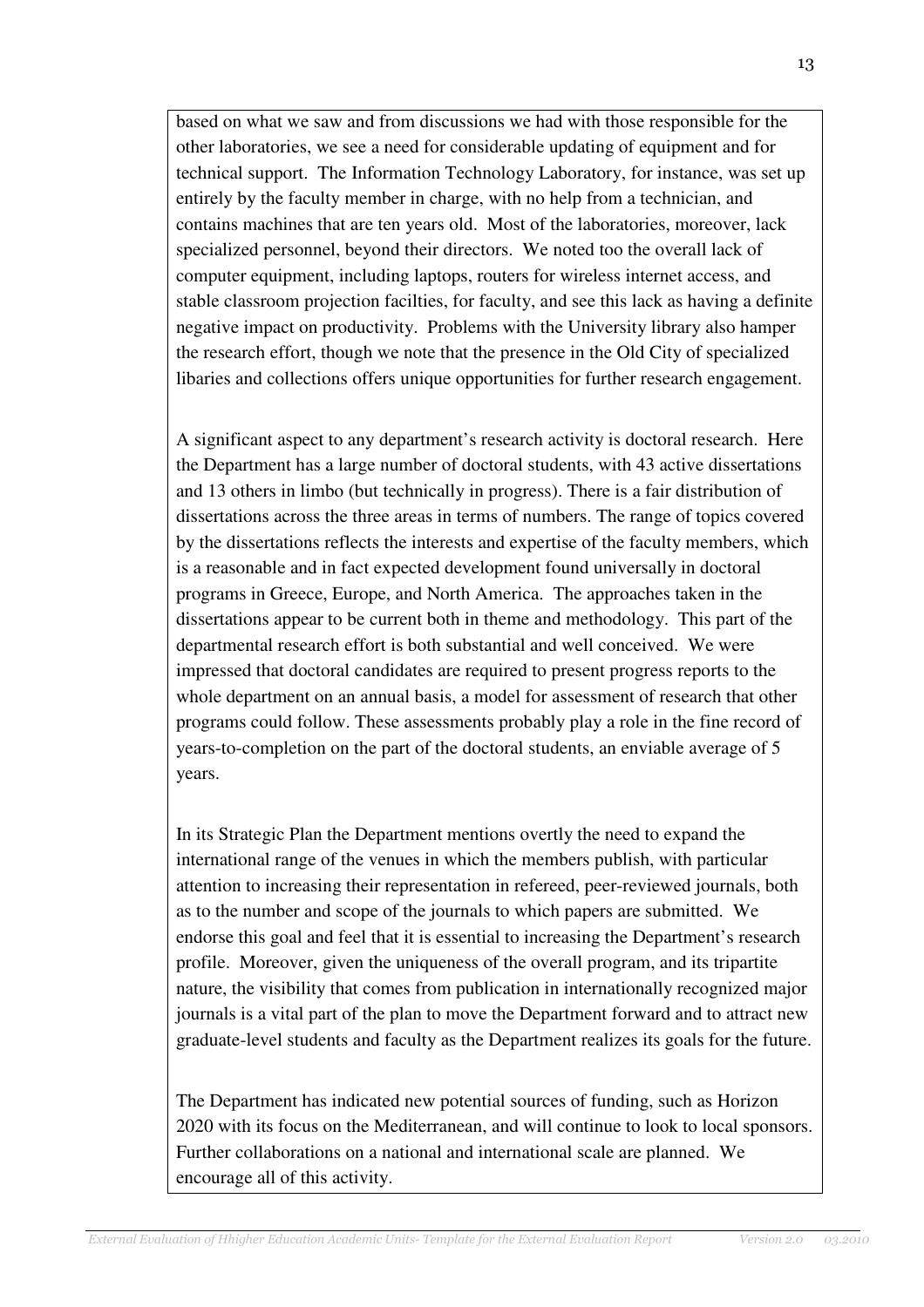based on what we saw and from discussions we had with those responsible for the other laboratories, we see a need for considerable updating of equipment and for technical support. The Information Technology Laboratory, for instance, was set up entirely by the faculty member in charge, with no help from a technician, and contains machines that are ten years old. Most of the laboratories, moreover, lack specialized personnel, beyond their directors. We noted too the overall lack of computer equipment, including laptops, routers for wireless internet access, and stable classroom projection facilties, for faculty, and see this lack as having a definite negative impact on productivity. Problems with the University library also hamper the research effort, though we note that the presence in the Old City of specialized libaries and collections offers unique opportunities for further research engagement.

A significant aspect to any department's research activity is doctoral research. Here the Department has a large number of doctoral students, with 43 active dissertations and 13 others in limbo (but technically in progress). There is a fair distribution of dissertations across the three areas in terms of numbers. The range of topics covered by the dissertations reflects the interests and expertise of the faculty members, which is a reasonable and in fact expected development found universally in doctoral programs in Greece, Europe, and North America. The approaches taken in the dissertations appear to be current both in theme and methodology. This part of the departmental research effort is both substantial and well conceived. We were impressed that doctoral candidates are required to present progress reports to the whole department on an annual basis, a model for assessment of research that other programs could follow. These assessments probably play a role in the fine record of years-to-completion on the part of the doctoral students, an enviable average of 5 years.

In its Strategic Plan the Department mentions overtly the need to expand the international range of the venues in which the members publish, with particular attention to increasing their representation in refereed, peer-reviewed journals, both as to the number and scope of the journals to which papers are submitted. We endorse this goal and feel that it is essential to increasing the Department's research profile. Moreover, given the uniqueness of the overall program, and its tripartite nature, the visibility that comes from publication in internationally recognized major journals is a vital part of the plan to move the Department forward and to attract new graduate-level students and faculty as the Department realizes its goals for the future.

The Department has indicated new potential sources of funding, such as Horizon 2020 with its focus on the Mediterranean, and will continue to look to local sponsors. Further collaborations on a national and international scale are planned. We encourage all of this activity.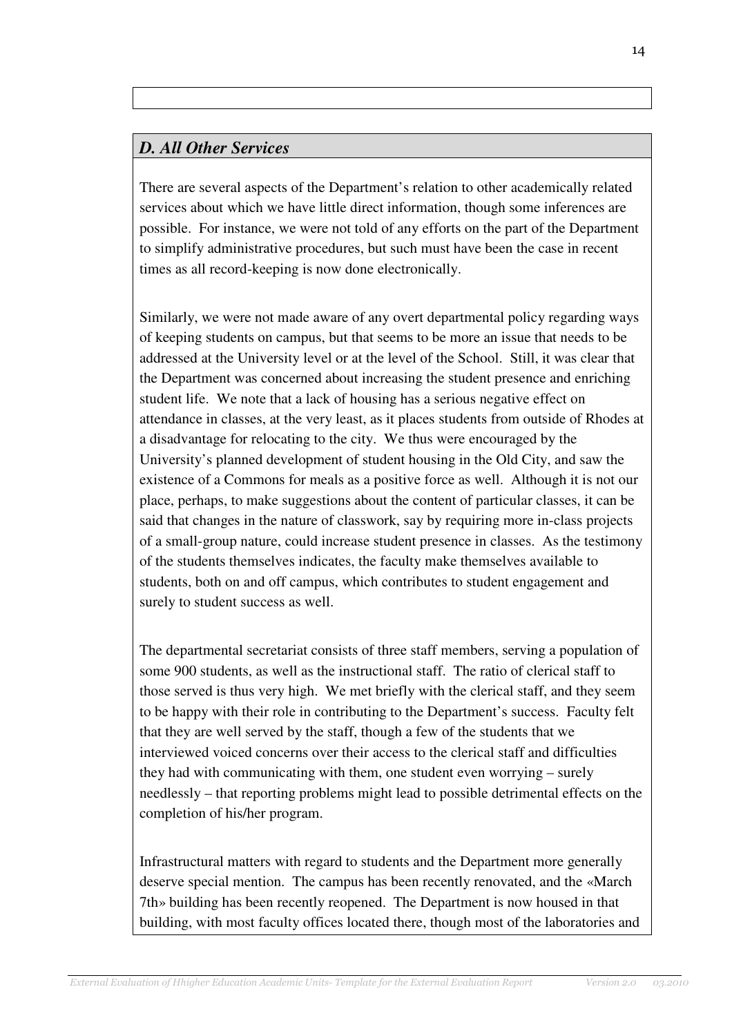## *D. All Other Services*

There are several aspects of the Department's relation to other academically related services about which we have little direct information, though some inferences are possible. For instance, we were not told of any efforts on the part of the Department to simplify administrative procedures, but such must have been the case in recent times as all record-keeping is now done electronically.

Similarly, we were not made aware of any overt departmental policy regarding ways of keeping students on campus, but that seems to be more an issue that needs to be addressed at the University level or at the level of the School. Still, it was clear that the Department was concerned about increasing the student presence and enriching student life. We note that a lack of housing has a serious negative effect on attendance in classes, at the very least, as it places students from outside of Rhodes at a disadvantage for relocating to the city. We thus were encouraged by the University's planned development of student housing in the Old City, and saw the existence of a Commons for meals as a positive force as well. Although it is not our place, perhaps, to make suggestions about the content of particular classes, it can be said that changes in the nature of classwork, say by requiring more in-class projects of a small-group nature, could increase student presence in classes. As the testimony of the students themselves indicates, the faculty make themselves available to students, both on and off campus, which contributes to student engagement and surely to student success as well.

The departmental secretariat consists of three staff members, serving a population of some 900 students, as well as the instructional staff. The ratio of clerical staff to those served is thus very high. We met briefly with the clerical staff, and they seem to be happy with their role in contributing to the Department's success. Faculty felt that they are well served by the staff, though a few of the students that we interviewed voiced concerns over their access to the clerical staff and difficulties they had with communicating with them, one student even worrying – surely needlessly – that reporting problems might lead to possible detrimental effects on the completion of his/her program.

Infrastructural matters with regard to students and the Department more generally deserve special mention. The campus has been recently renovated, and the «March 7th» building has been recently reopened. The Department is now housed in that building, with most faculty offices located there, though most of the laboratories and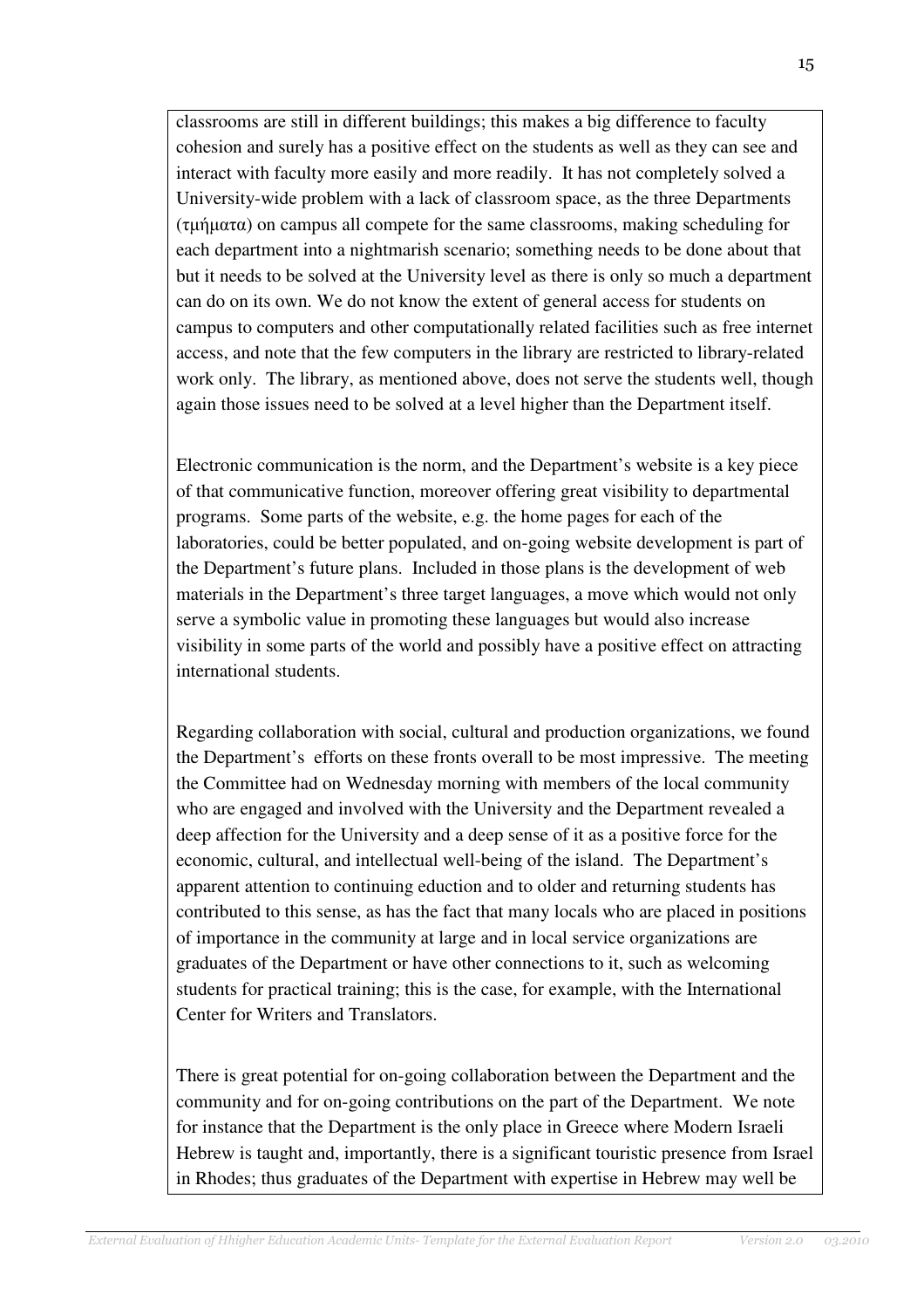classrooms are still in different buildings; this makes a big difference to faculty cohesion and surely has a positive effect on the students as well as they can see and interact with faculty more easily and more readily. It has not completely solved a University-wide problem with a lack of classroom space, as the three Departments (τμήματα) on campus all compete for the same classrooms, making scheduling for each department into a nightmarish scenario; something needs to be done about that but it needs to be solved at the University level as there is only so much a department can do on its own. We do not know the extent of general access for students on campus to computers and other computationally related facilities such as free internet access, and note that the few computers in the library are restricted to library-related work only. The library, as mentioned above, does not serve the students well, though again those issues need to be solved at a level higher than the Department itself.

Electronic communication is the norm, and the Department's website is a key piece of that communicative function, moreover offering great visibility to departmental programs. Some parts of the website, e.g. the home pages for each of the laboratories, could be better populated, and on-going website development is part of the Department's future plans. Included in those plans is the development of web materials in the Department's three target languages, a move which would not only serve a symbolic value in promoting these languages but would also increase visibility in some parts of the world and possibly have a positive effect on attracting international students.

Regarding collaboration with social, cultural and production organizations, we found the Department's efforts on these fronts overall to be most impressive. The meeting the Committee had on Wednesday morning with members of the local community who are engaged and involved with the University and the Department revealed a deep affection for the University and a deep sense of it as a positive force for the economic, cultural, and intellectual well-being of the island. The Department's apparent attention to continuing eduction and to older and returning students has contributed to this sense, as has the fact that many locals who are placed in positions of importance in the community at large and in local service organizations are graduates of the Department or have other connections to it, such as welcoming students for practical training; this is the case, for example, with the International Center for Writers and Translators.

There is great potential for on-going collaboration between the Department and the community and for on-going contributions on the part of the Department. We note for instance that the Department is the only place in Greece where Modern Israeli Hebrew is taught and, importantly, there is a significant touristic presence from Israel in Rhodes; thus graduates of the Department with expertise in Hebrew may well be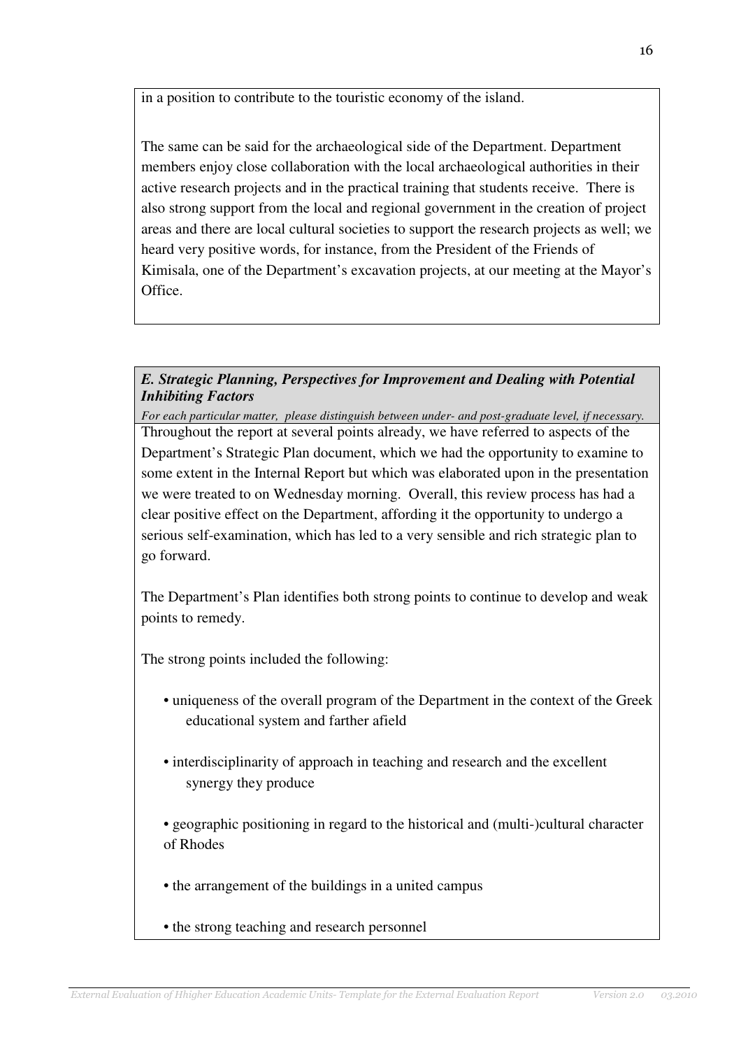in a position to contribute to the touristic economy of the island.

The same can be said for the archaeological side of the Department. Department members enjoy close collaboration with the local archaeological authorities in their active research projects and in the practical training that students receive. There is also strong support from the local and regional government in the creation of project areas and there are local cultural societies to support the research projects as well; we heard very positive words, for instance, from the President of the Friends of Kimisala, one of the Department's excavation projects, at our meeting at the Mayor's Office.

### *E. Strategic Planning, Perspectives for Improvement and Dealing with Potential Inhibiting Factors*

*For each particular matter, please distinguish between under- and post-graduate level, if necessary.*

Throughout the report at several points already, we have referred to aspects of the Department's Strategic Plan document, which we had the opportunity to examine to some extent in the Internal Report but which was elaborated upon in the presentation we were treated to on Wednesday morning. Overall, this review process has had a clear positive effect on the Department, affording it the opportunity to undergo a serious self-examination, which has led to a very sensible and rich strategic plan to go forward.

The Department's Plan identifies both strong points to continue to develop and weak points to remedy.

The strong points included the following:

- uniqueness of the overall program of the Department in the context of the Greek educational system and farther afield
- interdisciplinarity of approach in teaching and research and the excellent synergy they produce
- geographic positioning in regard to the historical and (multi-)cultural character of Rhodes
- the arrangement of the buildings in a united campus
- the strong teaching and research personnel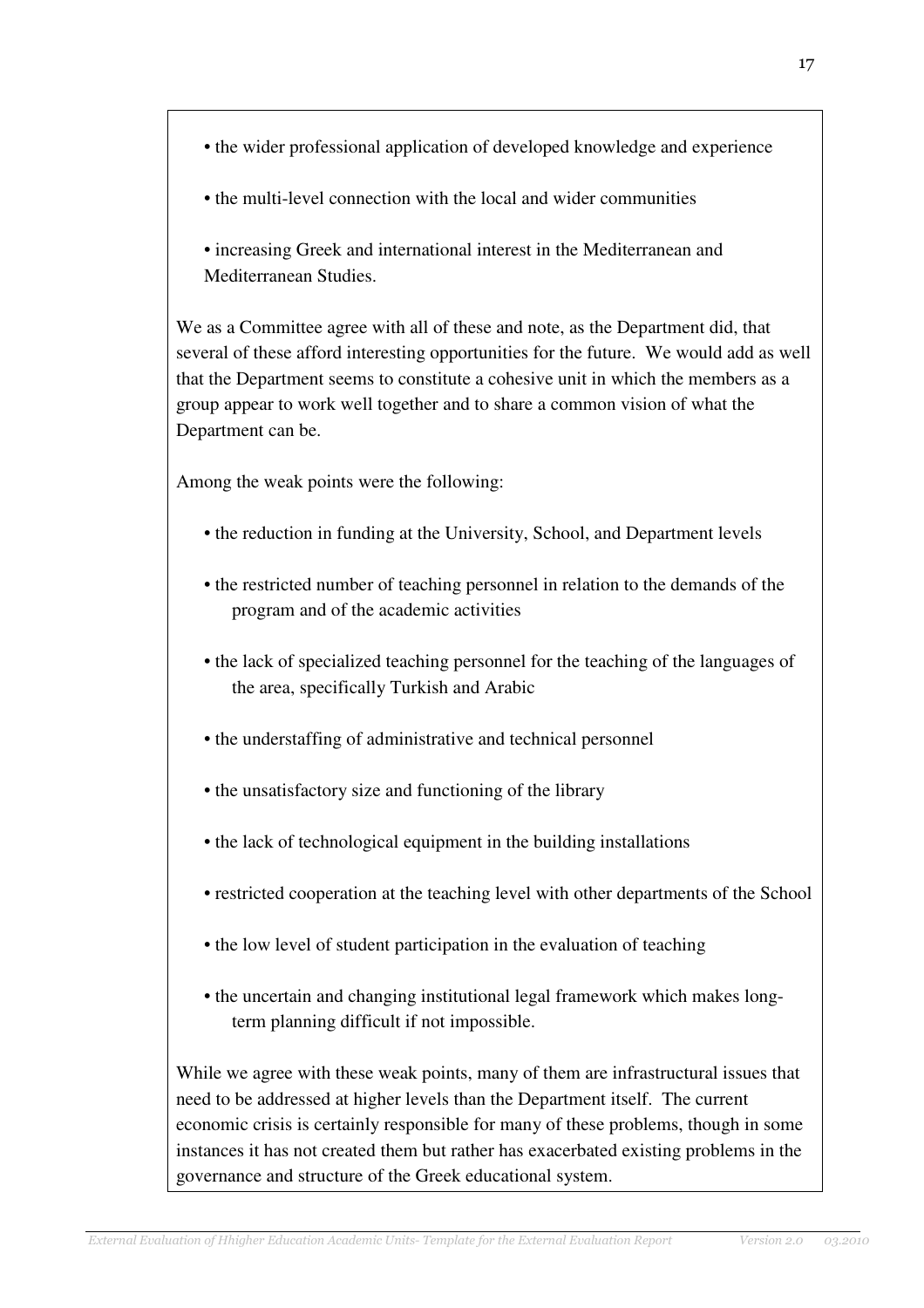- the wider professional application of developed knowledge and experience
- the multi-level connection with the local and wider communities
- increasing Greek and international interest in the Mediterranean and Mediterranean Studies.

We as a Committee agree with all of these and note, as the Department did, that several of these afford interesting opportunities for the future. We would add as well that the Department seems to constitute a cohesive unit in which the members as a group appear to work well together and to share a common vision of what the Department can be.

Among the weak points were the following:

- the reduction in funding at the University, School, and Department levels
- the restricted number of teaching personnel in relation to the demands of the program and of the academic activities
- the lack of specialized teaching personnel for the teaching of the languages of the area, specifically Turkish and Arabic
- the understaffing of administrative and technical personnel
- the unsatisfactory size and functioning of the library
- the lack of technological equipment in the building installations
- restricted cooperation at the teaching level with other departments of the School
- the low level of student participation in the evaluation of teaching
- the uncertain and changing institutional legal framework which makes long-term planning difficult if not impossible.

While we agree with these weak points, many of them are infrastructural issues that need to be addressed at higher levels than the Department itself. The current economic crisis is certainly responsible for many of these problems, though in some instances it has not created them but rather has exacerbated existing problems in the governance and structure of the Greek educational system.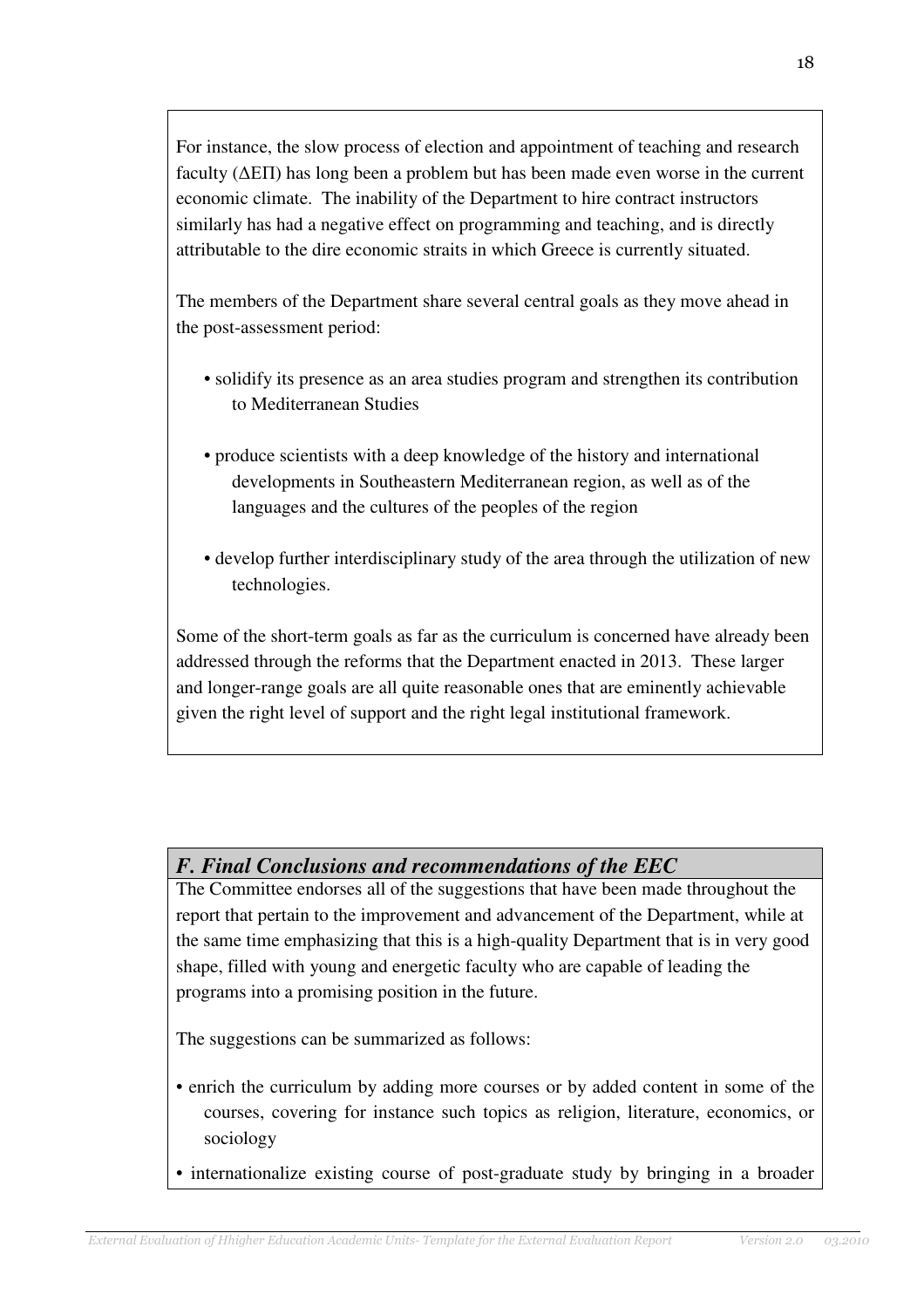For instance, the slow process of election and appointment of teaching and research faculty (ΔΕΠ) has long been a problem but has been made even worse in the current economic climate. The inability of the Department to hire contract instructors similarly has had a negative effect on programming and teaching, and is directly attributable to the dire economic straits in which Greece is currently situated.

The members of the Department share several central goals as they move ahead in the post-assessment period:

- solidify its presence as an area studies program and strengthen its contribution to Mediterranean Studies
- produce scientists with a deep knowledge of the history and international developments in Southeastern Mediterranean region, as well as of the languages and the cultures of the peoples of the region
- develop further interdisciplinary study of the area through the utilization of new technologies.

Some of the short-term goals as far as the curriculum is concerned have already been addressed through the reforms that the Department enacted in 2013. These larger and longer-range goals are all quite reasonable ones that are eminently achievable given the right level of support and the right legal institutional framework.

## *F. Final Conclusions and recommendations of the EEC*

The Committee endorses all of the suggestions that have been made throughout the report that pertain to the improvement and advancement of the Department, while at the same time emphasizing that this is a high-quality Department that is in very good shape, filled with young and energetic faculty who are capable of leading the programs into a promising position in the future.

The suggestions can be summarized as follows:

- enrich the curriculum by adding more courses or by added content in some of the courses, covering for instance such topics as religion, literature, economics, or sociology
- internationalize existing course of post-graduate study by bringing in a broader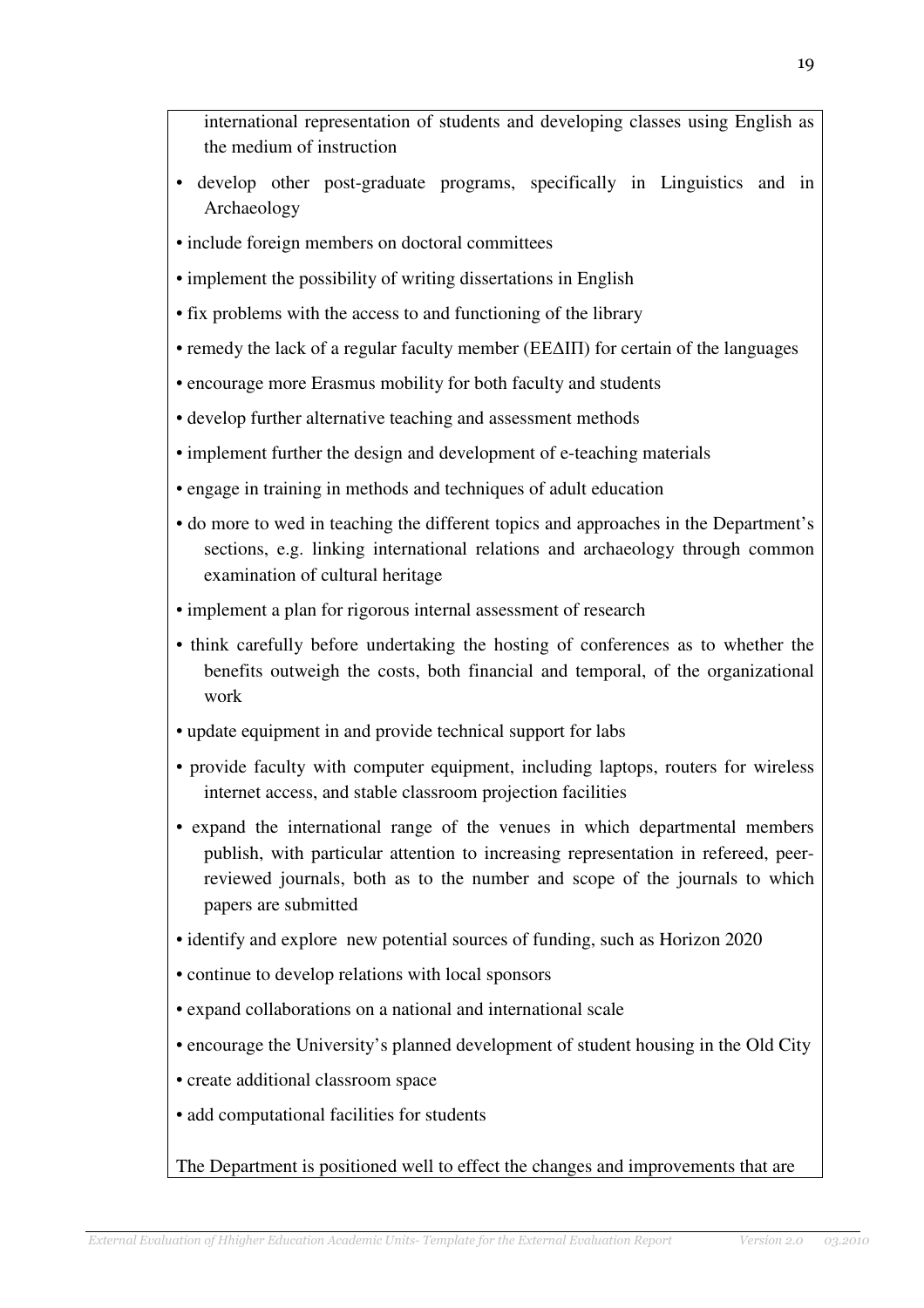international representation of students and developing classes using English as the medium of instruction

- develop other post-graduate programs, specifically in Linguistics and in Archaeology
- include foreign members on doctoral committees
- implement the possibility of writing dissertations in English
- fix problems with the access to and functioning of the library
- remedy the lack of a regular faculty member (ΕΕΔΙΠ) for certain of the languages
- encourage more Erasmus mobility for both faculty and students
- develop further alternative teaching and assessment methods
- implement further the design and development of e-teaching materials
- engage in training in methods and techniques of adult education
- do more to wed in teaching the different topics and approaches in the Department's sections, e.g. linking international relations and archaeology through common examination of cultural heritage
- implement a plan for rigorous internal assessment of research
- think carefully before undertaking the hosting of conferences as to whether the benefits outweigh the costs, both financial and temporal, of the organizational work
- update equipment in and provide technical support for labs
- provide faculty with computer equipment, including laptops, routers for wireless internet access, and stable classroom projection facilities
- expand the international range of the venues in which departmental members publish, with particular attention to increasing representation in refereed, peer-reviewed journals, both as to the number and scope of the journals to which papers are submitted
- identify and explore new potential sources of funding, such as Horizon 2020
- continue to develop relations with local sponsors
- expand collaborations on a national and international scale
- encourage the University's planned development of student housing in the Old City
- create additional classroom space
- add computational facilities for students

The Department is positioned well to effect the changes and improvements that are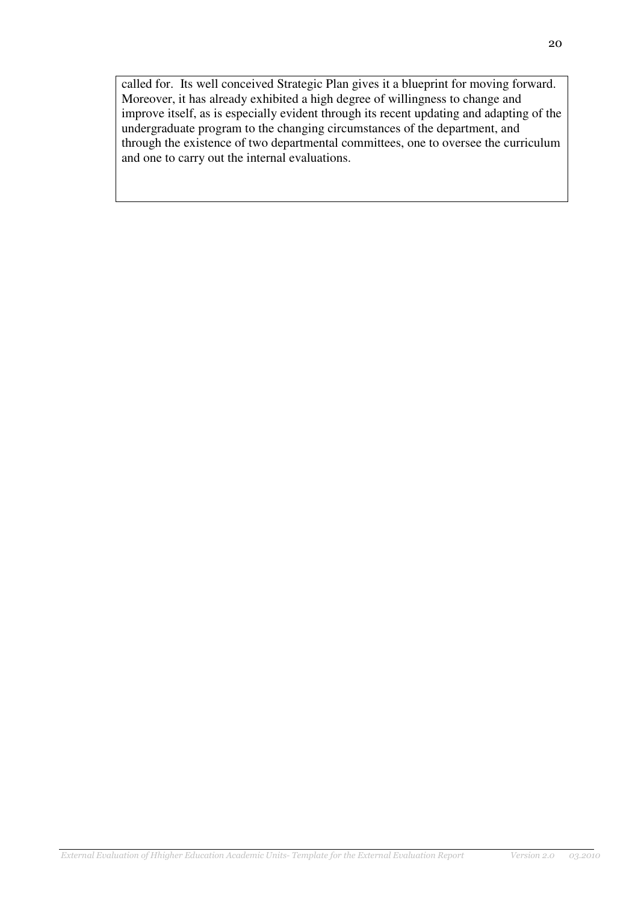called for. Its well conceived Strategic Plan gives it a blueprint for moving forward. Moreover, it has already exhibited a high degree of willingness to change and improve itself, as is especially evident through its recent updating and adapting of the undergraduate program to the changing circumstances of the department, and through the existence of two departmental committees, one to oversee the curriculum and one to carry out the internal evaluations.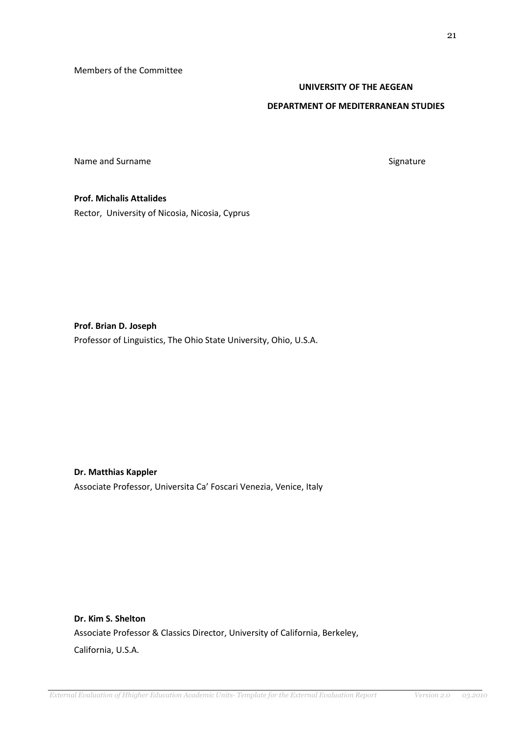Members of the Committee

**UNIVERSITY OF THE AEGEAN**

**DEPARTMENT OF MEDITERRANEAN STUDIES**

Name and Surname | Signature

**Prof. Michalis Attalides**
Rector, University of Nicosia, Nicosia, Cyprus

**Prof. Brian D. Joseph**
Professor of Linguistics, The Ohio State University, Ohio, U.S.A.

**Dr. Matthias Kappler**
Associate Professor, Universita Ca' Foscari Venezia, Venice, Italy

**Dr. Kim S. Shelton**
Associate Professor & Classics Director, University of California, Berkeley, California, U.S.A.